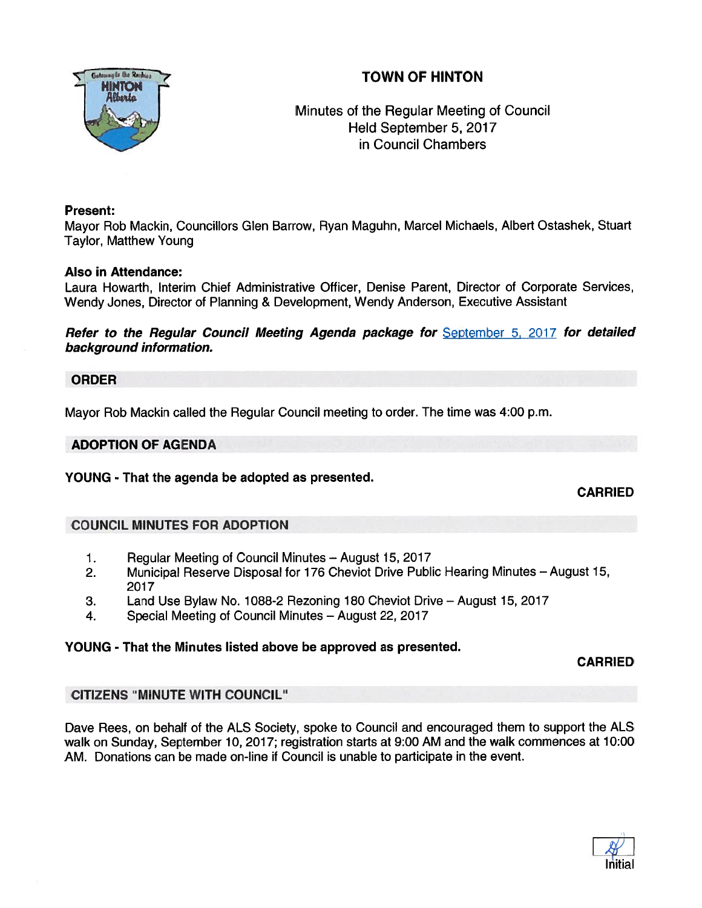# TOWN OF HINTON

Minutes of the Regular Meeting of Council
Held September 5, 2017
in Council Chambers

**Present:**
Mayor Rob Mackin, Councillors Glen Barrow, Ryan Maguhn, Marcel Michaels, Albert Ostashek, Stuart Taylor, Matthew Young

**Also in Attendance:**
Laura Howarth, Interim Chief Administrative Officer, Denise Parent, Director of Corporate Services, Wendy Jones, Director of Planning & Development, Wendy Anderson, Executive Assistant

***Refer to the Regular Council Meeting Agenda package for** September 5, 2017 **for detailed background information.***

## ORDER

Mayor Rob Mackin called the Regular Council meeting to order. The time was 4:00 p.m.

## ADOPTION OF AGENDA

**YOUNG - That the agenda be adopted as presented.**

**CARRIED**

## COUNCIL MINUTES FOR ADOPTION

1. Regular Meeting of Council Minutes – August 15, 2017
2. Municipal Reserve Disposal for 176 Cheviot Drive Public Hearing Minutes – August 15, 2017
3. Land Use Bylaw No. 1088-2 Rezoning 180 Cheviot Drive – August 15, 2017
4. Special Meeting of Council Minutes – August 22, 2017

**YOUNG - That the Minutes listed above be approved as presented.**

**CARRIED**

## CITIZENS "MINUTE WITH COUNCIL"

Dave Rees, on behalf of the ALS Society, spoke to Council and encouraged them to support the ALS walk on Sunday, September 10, 2017; registration starts at 9:00 AM and the walk commences at 10:00 AM. Donations can be made on-line if Council is unable to participate in the event.

Initial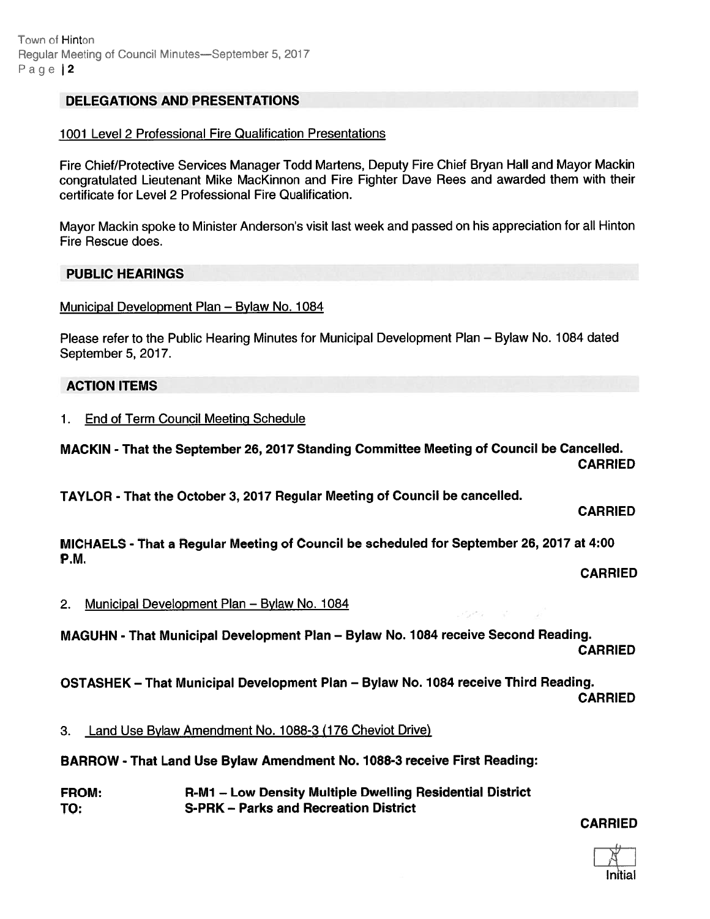## DELEGATIONS AND PRESENTATIONS

1001 Level 2 Professional Fire Qualification Presentations

Fire Chief/Protective Services Manager Todd Martens, Deputy Fire Chief Bryan Hall and Mayor Mackin congratulated Lieutenant Mike MacKinnon and Fire Fighter Dave Rees and awarded them with their certificate for Level 2 Professional Fire Qualification.

Mayor Mackin spoke to Minister Anderson's visit last week and passed on his appreciation for all Hinton Fire Rescue does.

## PUBLIC HEARINGS

Municipal Development Plan – Bylaw No. 1084

Please refer to the Public Hearing Minutes for Municipal Development Plan – Bylaw No. 1084 dated September 5, 2017.

## ACTION ITEMS

1. End of Term Council Meeting Schedule

**MACKIN - That the September 26, 2017 Standing Committee Meeting of Council be Cancelled.**
**CARRIED**

**TAYLOR - That the October 3, 2017 Regular Meeting of Council be cancelled.**
**CARRIED**

**MICHAELS - That a Regular Meeting of Council be scheduled for September 26, 2017 at 4:00 P.M.**
**CARRIED**

2. Municipal Development Plan – Bylaw No. 1084

**MAGUHN - That Municipal Development Plan – Bylaw No. 1084 receive Second Reading.**
**CARRIED**

**OSTASHEK – That Municipal Development Plan – Bylaw No. 1084 receive Third Reading.**
**CARRIED**

3. Land Use Bylaw Amendment No. 1088-3 (176 Cheviot Drive)

**BARROW - That Land Use Bylaw Amendment No. 1088-3 receive First Reading:**

**FROM:** **R-M1 – Low Density Multiple Dwelling Residential District**
**TO:** **S-PRK – Parks and Recreation District**

**CARRIED**

Initial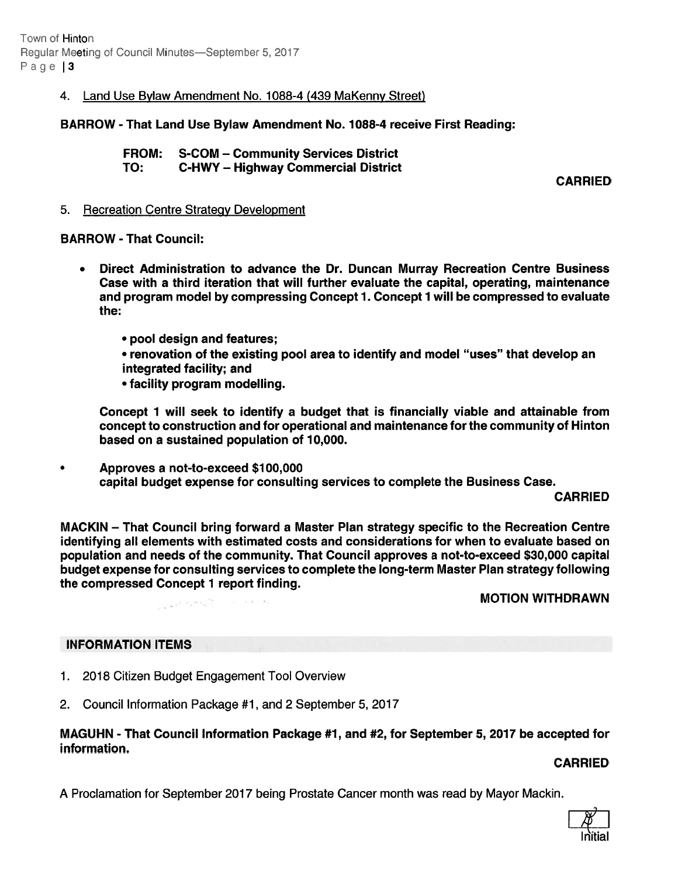4. Land Use Bylaw Amendment No. 1088-4 (439 MaKenny Street)

**BARROW - That Land Use Bylaw Amendment No. 1088-4 receive First Reading:**

**FROM: S-COM – Community Services District**
**TO: C-HWY – Highway Commercial District**

**CARRIED**

5. Recreation Centre Strategy Development

**BARROW - That Council:**

- **Direct Administration to advance the Dr. Duncan Murray Recreation Centre Business Case with a third iteration that will further evaluate the capital, operating, maintenance and program model by compressing Concept 1. Concept 1 will be compressed to evaluate the:**

  **• pool design and features;**
  **• renovation of the existing pool area to identify and model "uses" that develop an integrated facility; and**
  **• facility program modelling.**

  **Concept 1 will seek to identify a budget that is financially viable and attainable from concept to construction and for operational and maintenance for the community of Hinton based on a sustained population of 10,000.**

- **Approves a not-to-exceed $100,000 capital budget expense for consulting services to complete the Business Case.**

**CARRIED**

**MACKIN – That Council bring forward a Master Plan strategy specific to the Recreation Centre identifying all elements with estimated costs and considerations for when to evaluate based on population and needs of the community. That Council approves a not-to-exceed $30,000 capital budget expense for consulting services to complete the long-term Master Plan strategy following the compressed Concept 1 report finding.**

**MOTION WITHDRAWN**

## INFORMATION ITEMS

1. 2018 Citizen Budget Engagement Tool Overview
2. Council Information Package #1, and 2 September 5, 2017

**MAGUHN - That Council Information Package #1, and #2, for September 5, 2017 be accepted for information.**

**CARRIED**

A Proclamation for September 2017 being Prostate Cancer month was read by Mayor Mackin.

Initial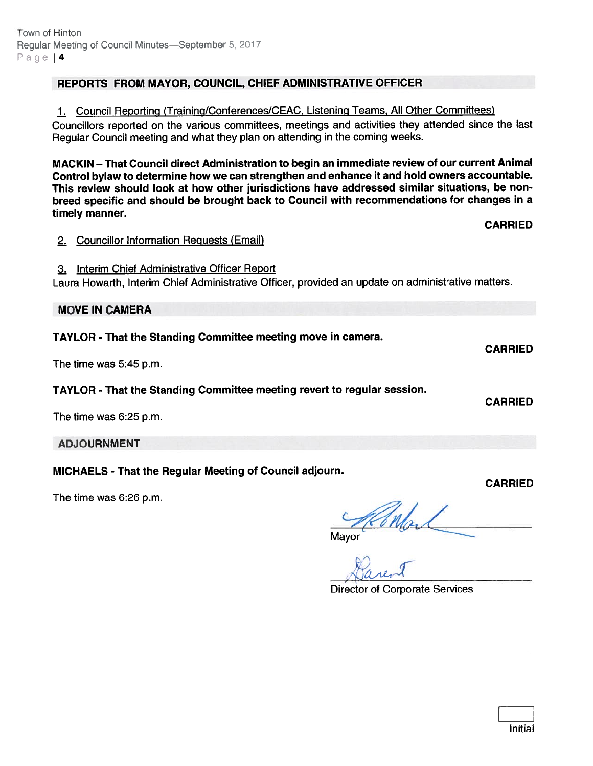## REPORTS FROM MAYOR, COUNCIL, CHIEF ADMINISTRATIVE OFFICER

1. Council Reporting (Training/Conferences/CEAC, Listening Teams, All Other Committees)

Councillors reported on the various committees, meetings and activities they attended since the last Regular Council meeting and what they plan on attending in the coming weeks.

**MACKIN – That Council direct Administration to begin an immediate review of our current Animal Control bylaw to determine how we can strengthen and enhance it and hold owners accountable. This review should look at how other jurisdictions have addressed similar situations, be non-breed specific and should be brought back to Council with recommendations for changes in a timely manner.**

**CARRIED**

2. Councillor Information Requests (Email)

3. Interim Chief Administrative Officer Report

Laura Howarth, Interim Chief Administrative Officer, provided an update on administrative matters.

## MOVE IN CAMERA

**TAYLOR - That the Standing Committee meeting move in camera.**

**CARRIED**

The time was 5:45 p.m.

**TAYLOR - That the Standing Committee meeting revert to regular session.**

**CARRIED**

The time was 6:25 p.m.

## ADJOURNMENT

**MICHAELS - That the Regular Meeting of Council adjourn.**

**CARRIED**

The time was 6:26 p.m.

Mayor

Director of Corporate Services

Initial